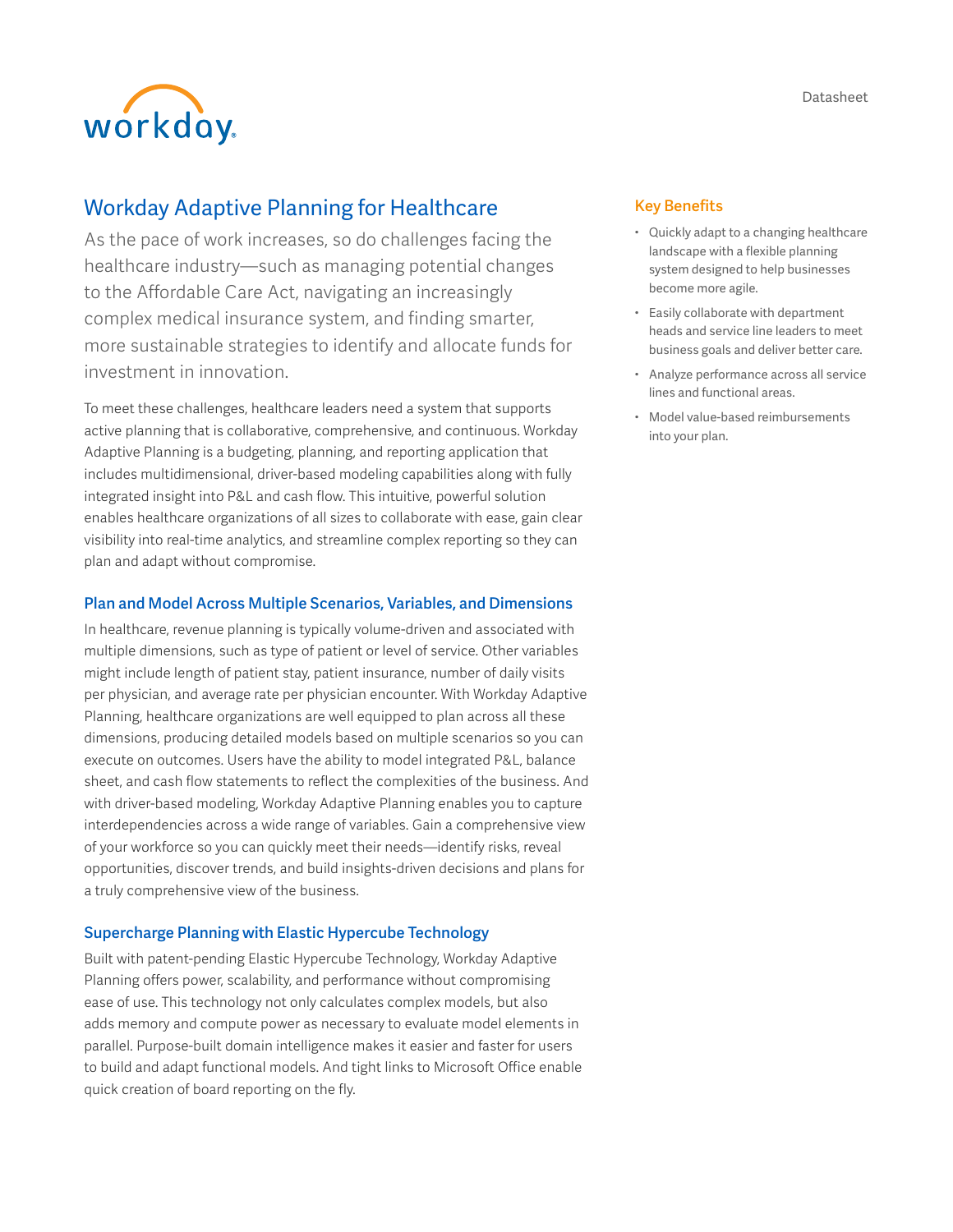# Workday Adaptive Planning for Healthcare

As the pace of work increases, so do challenges facing the healthcare industry—such as managing potential changes to the Affordable Care Act, navigating an increasingly complex medical insurance system, and finding smarter, more sustainable strategies to identify and allocate funds for investment in innovation.

To meet these challenges, healthcare leaders need a system that supports active planning that is collaborative, comprehensive, and continuous. Workday Adaptive Planning is a budgeting, planning, and reporting application that includes multidimensional, driver-based modeling capabilities along with fully integrated insight into P&L and cash flow. This intuitive, powerful solution enables healthcare organizations of all sizes to collaborate with ease, gain clear visibility into real-time analytics, and streamline complex reporting so they can plan and adapt without compromise.

## Plan and Model Across Multiple Scenarios, Variables, and Dimensions

In healthcare, revenue planning is typically volume-driven and associated with multiple dimensions, such as type of patient or level of service. Other variables might include length of patient stay, patient insurance, number of daily visits per physician, and average rate per physician encounter. With Workday Adaptive Planning, healthcare organizations are well equipped to plan across all these dimensions, producing detailed models based on multiple scenarios so you can execute on outcomes. Users have the ability to model integrated P&L, balance sheet, and cash flow statements to reflect the complexities of the business. And with driver-based modeling, Workday Adaptive Planning enables you to capture interdependencies across a wide range of variables. Gain a comprehensive view of your workforce so you can quickly meet their needs—identify risks, reveal opportunities, discover trends, and build insights-driven decisions and plans for a truly comprehensive view of the business.

## Supercharge Planning with Elastic Hypercube Technology

Built with patent-pending Elastic Hypercube Technology, Workday Adaptive Planning offers power, scalability, and performance without compromising ease of use. This technology not only calculates complex models, but also adds memory and compute power as necessary to evaluate model elements in parallel. Purpose-built domain intelligence makes it easier and faster for users to build and adapt functional models. And tight links to Microsoft Office enable quick creation of board reporting on the fly.

## Key Benefits

- Quickly adapt to a changing healthcare landscape with a flexible planning system designed to help businesses become more agile.
- Easily collaborate with department heads and service line leaders to meet business goals and deliver better care.
- Analyze performance across all service lines and functional areas.
- Model value-based reimbursements into your plan.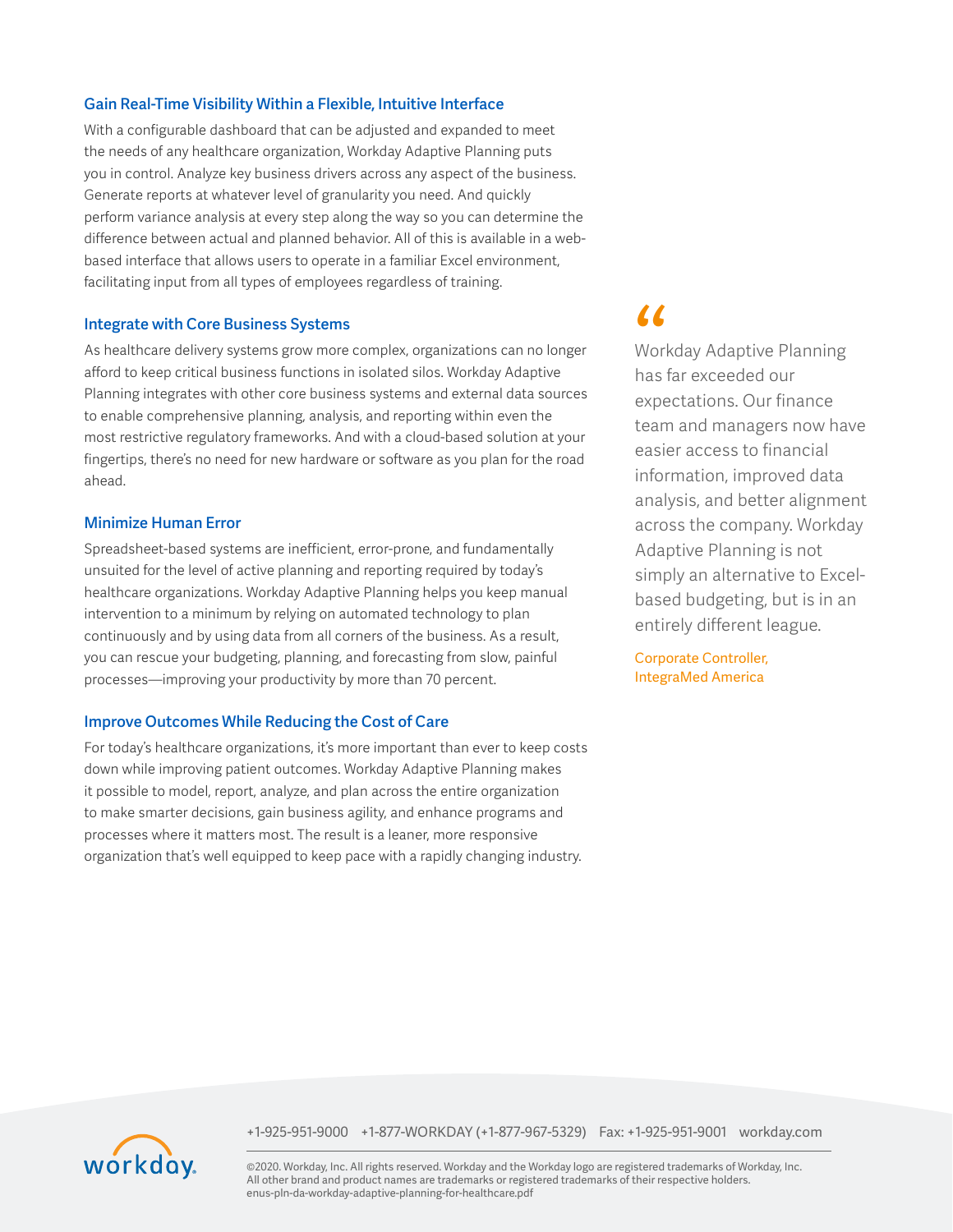### Gain Real-Time Visibility Within a Flexible, Intuitive Interface

With a configurable dashboard that can be adjusted and expanded to meet the needs of any healthcare organization, Workday Adaptive Planning puts you in control. Analyze key business drivers across any aspect of the business. Generate reports at whatever level of granularity you need. And quickly perform variance analysis at every step along the way so you can determine the difference between actual and planned behavior. All of this is available in a web-based interface that allows users to operate in a familiar Excel environment, facilitating input from all types of employees regardless of training.

### Integrate with Core Business Systems

As healthcare delivery systems grow more complex, organizations can no longer afford to keep critical business functions in isolated silos. Workday Adaptive Planning integrates with other core business systems and external data sources to enable comprehensive planning, analysis, and reporting within even the most restrictive regulatory frameworks. And with a cloud-based solution at your fingertips, there's no need for new hardware or software as you plan for the road ahead.

### Minimize Human Error

Spreadsheet-based systems are inefficient, error-prone, and fundamentally unsuited for the level of active planning and reporting required by today's healthcare organizations. Workday Adaptive Planning helps you keep manual intervention to a minimum by relying on automated technology to plan continuously and by using data from all corners of the business. As a result, you can rescue your budgeting, planning, and forecasting from slow, painful processes—improving your productivity by more than 70 percent.

### Improve Outcomes While Reducing the Cost of Care

For today's healthcare organizations, it's more important than ever to keep costs down while improving patient outcomes. Workday Adaptive Planning makes it possible to model, report, analyze, and plan across the entire organization to make smarter decisions, gain business agility, and enhance programs and processes where it matters most. The result is a leaner, more responsive organization that's well equipped to keep pace with a rapidly changing industry.

> "Workday Adaptive Planning has far exceeded our expectations. Our finance team and managers now have easier access to financial information, improved data analysis, and better alignment across the company. Workday Adaptive Planning is not simply an alternative to Excel-based budgeting, but is in an entirely different league.
>
> Corporate Controller, IntegraMed America

+1-925-951-9000 +1-877-WORKDAY (+1-877-967-5329) Fax: +1-925-951-9001 workday.com

©2020. Workday, Inc. All rights reserved. Workday and the Workday logo are registered trademarks of Workday, Inc. All other brand and product names are trademarks or registered trademarks of their respective holders.
enus-pln-da-workday-adaptive-planning-for-healthcare.pdf